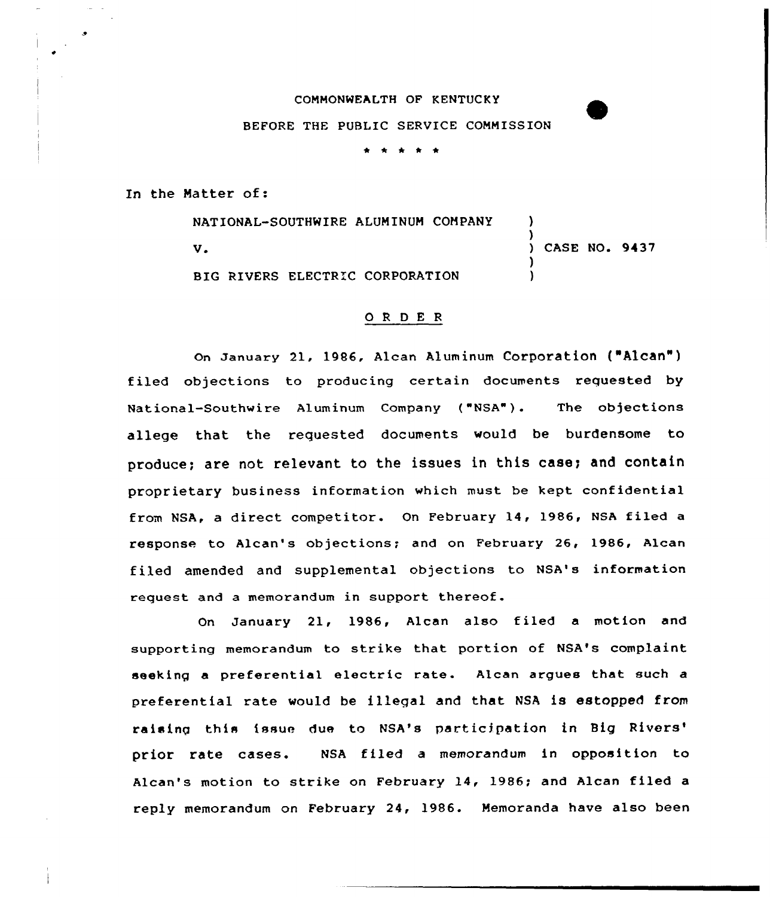COMMONWEALTH OF KENTUCKY

BEFORE THE PUBLIC SERVICE COMMISSION

\* \* \* \* \*

In the Matter of:

| | | |
|---|---|---|
| NATIONAL-SOUTHWIRE ALUMINUM COMPANY | ) | |
| | ) | |
| V. | ) | CASE NO. 9437 |
| | ) | |
| BIG RIVERS ELECTRIC CORPORATION | ) | |

O R D E R

On January 21, 1986, Alcan Aluminum Corporation ("Alcan") filed objections to producing certain documents requested by National-Southwire Aluminum Company ("NSA"). The objections allege that the requested documents would be burdensome to produce; are not relevant to the issues in this case; and contain proprietary business information which must be kept confidential from NSA, a direct competitor. On February 14, 1986, NSA filed a response to Alcan's objections; and on February 26, 1986, Alcan filed amended and supplemental objections to NSA's information request and a memorandum in support thereof.

On January 21, 1986, Alcan also filed a motion and supporting memorandum to strike that portion of NSA's complaint seeking a preferential electric rate. Alcan argues that such a preferential rate would be illegal and that NSA is estopped from raising this issue due to NSA's participation in Big Rivers' prior rate cases. NSA filed a memorandum in opposition to Alcan's motion to strike on February 14, 1986; and Alcan filed a reply memorandum on February 24, 1986. Memoranda have also been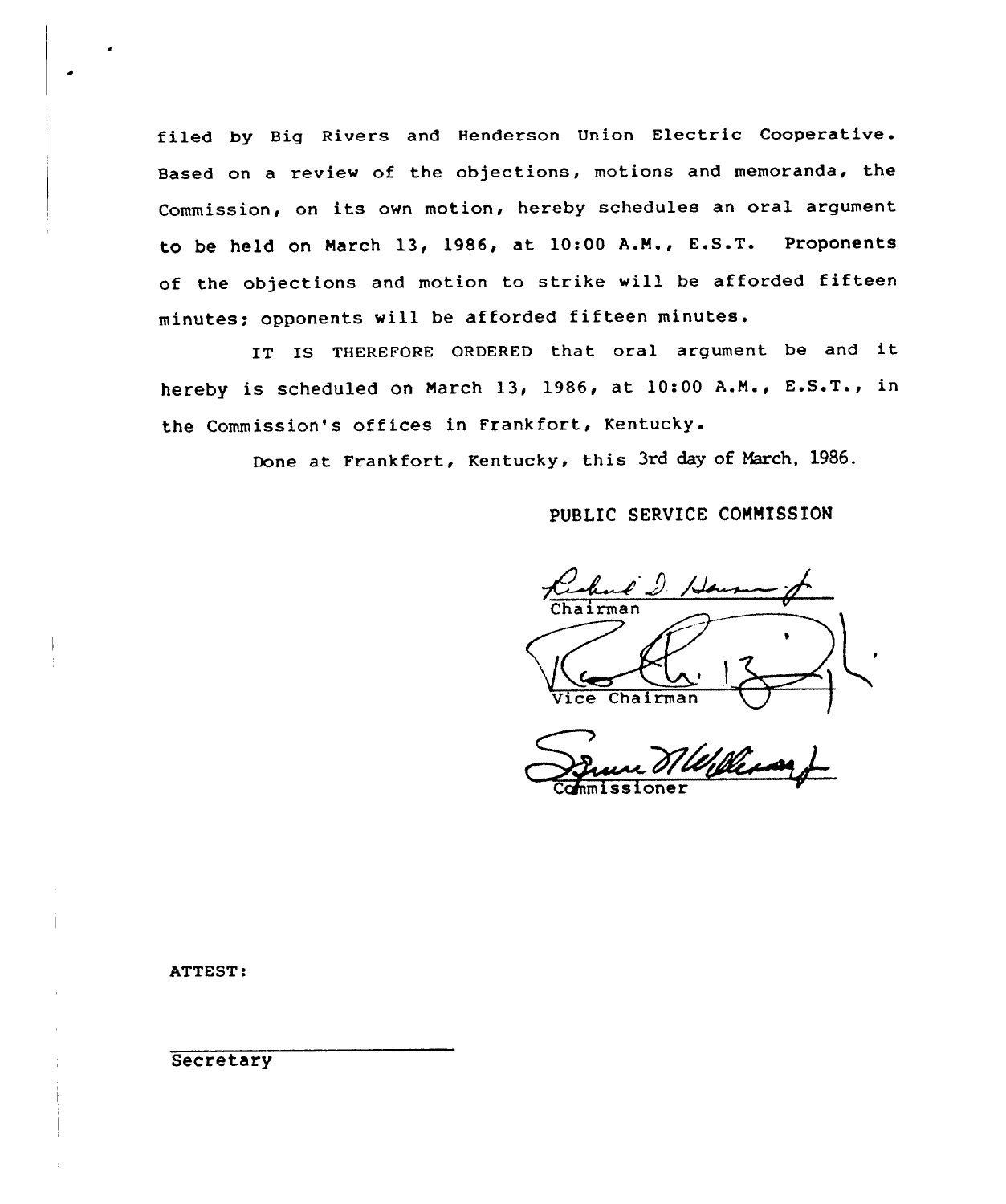filed by Big Rivers and Henderson Union Electric Cooperative. Based on a review of the objections, motions and memoranda, the Commission, on its own motion, hereby schedules an oral argument to be held on March 13, 1986, at 10:00 A.M., E.S.T. Proponents of the objections and motion to strike will be afforded fifteen minutes; opponents will be afforded fifteen minutes.

IT IS THEREFORE ORDERED that oral argument be and it hereby is scheduled on March 13, 1986, at 10:00 A.M., E.S.T., in the Commission's offices in Frankfort, Kentucky.

Done at Frankfort, Kentucky, this 3rd day of March, 1986.

PUBLIC SERVICE COMMISSION

Chairman

Vice Chairman

Commissioner

ATTEST:

Secretary